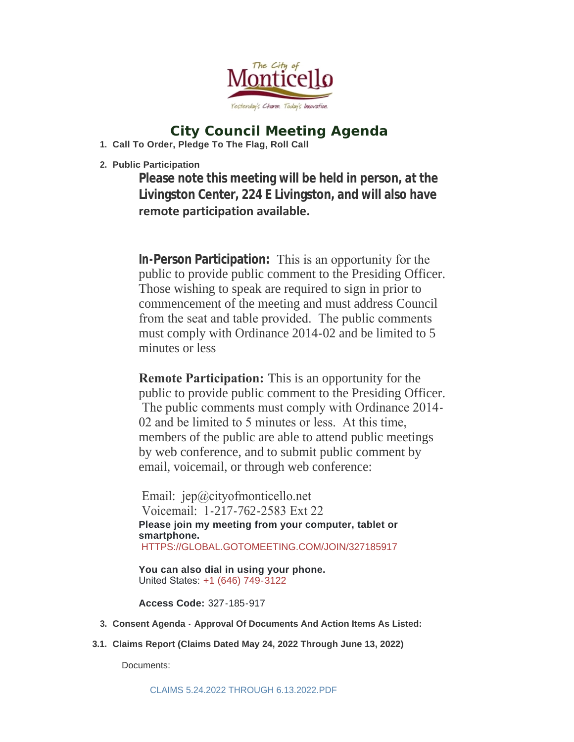The City of Monticello

Yesterday's Charm. Today's Innovation.

# City Council Meeting Agenda

1. **Call To Order, Pledge To The Flag, Roll Call**

2. **Public Participation**

   **Please note this meeting will be held in person, at the Livingston Center, 224 E Livingston, and will also have remote participation available.**

   **In-Person Participation:** This is an opportunity for the public to provide public comment to the Presiding Officer. Those wishing to speak are required to sign in prior to commencement of the meeting and must address Council from the seat and table provided. The public comments must comply with Ordinance 2014-02 and be limited to 5 minutes or less

   **Remote Participation:** This is an opportunity for the public to provide public comment to the Presiding Officer. The public comments must comply with Ordinance 2014-02 and be limited to 5 minutes or less. At this time, members of the public are able to attend public meetings by web conference, and to submit public comment by email, voicemail, or through web conference:

   Email: jep@cityofmonticello.net
   Voicemail: 1-217-762-2583 Ext 22

   **Please join my meeting from your computer, tablet or smartphone.**
   HTTPS://GLOBAL.GOTOMEETING.COM/JOIN/327185917

   **You can also dial in using your phone.**
   United States: +1 (646) 749-3122

   **Access Code:** 327-185-917

3. **Consent Agenda - Approval Of Documents And Action Items As Listed:**

3.1. **Claims Report (Claims Dated May 24, 2022 Through June 13, 2022)**

   Documents:

   CLAIMS 5.24.2022 THROUGH 6.13.2022.PDF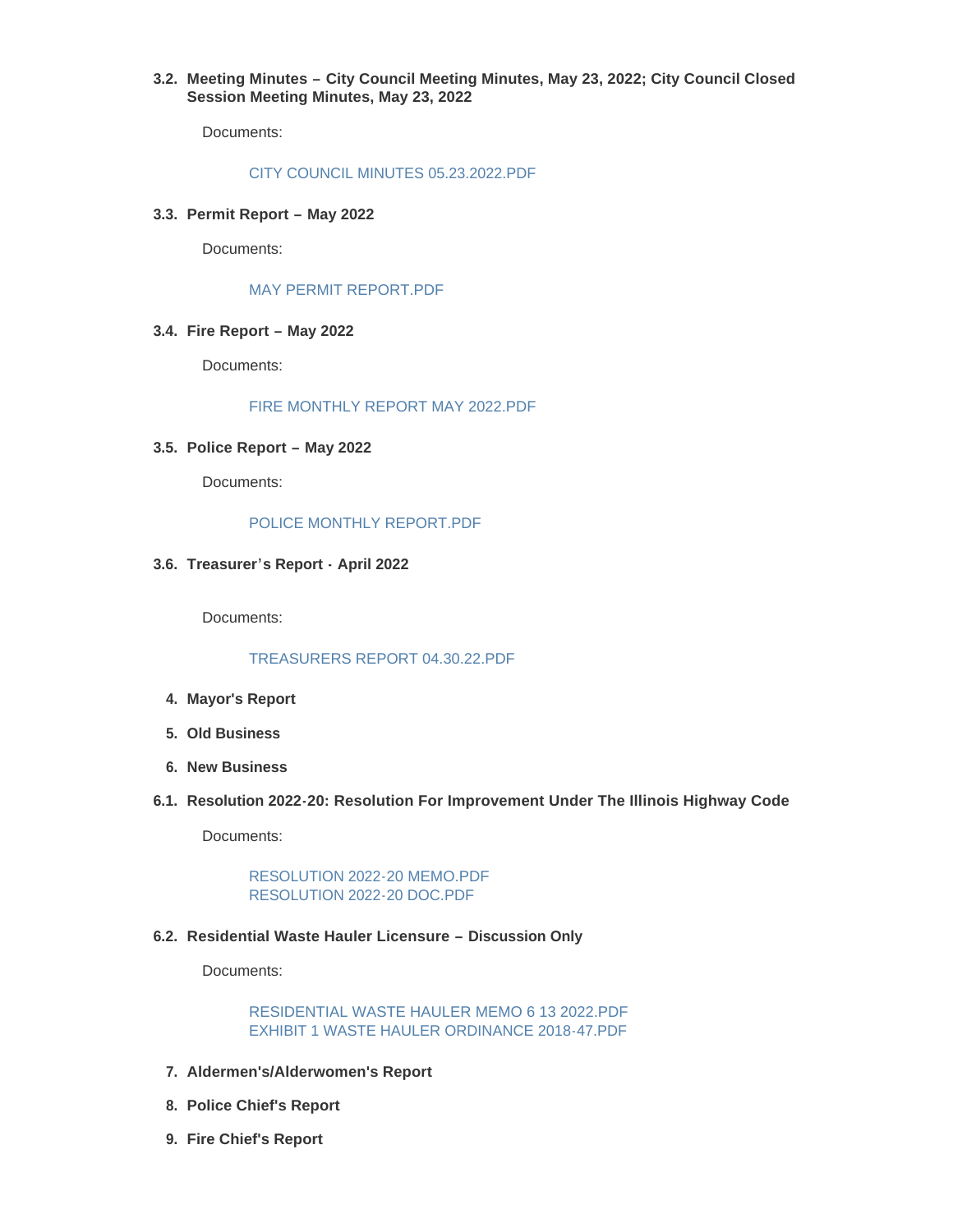3.2. **Meeting Minutes – City Council Meeting Minutes, May 23, 2022; City Council Closed Session Meeting Minutes, May 23, 2022**

Documents:

CITY COUNCIL MINUTES 05.23.2022.PDF

3.3. **Permit Report – May 2022**

Documents:

MAY PERMIT REPORT.PDF

3.4. **Fire Report – May 2022**

Documents:

FIRE MONTHLY REPORT MAY 2022.PDF

3.5. **Police Report – May 2022**

Documents:

POLICE MONTHLY REPORT.PDF

3.6. **Treasurer's Report - April 2022**

Documents:

TREASURERS REPORT 04.30.22.PDF

4. **Mayor's Report**
5. **Old Business**
6. **New Business**

6.1. **Resolution 2022-20: Resolution For Improvement Under The Illinois Highway Code**

Documents:

RESOLUTION 2022-20 MEMO.PDF
RESOLUTION 2022-20 DOC.PDF

6.2. **Residential Waste Hauler Licensure – Discussion Only**

Documents:

RESIDENTIAL WASTE HAULER MEMO 6 13 2022.PDF
EXHIBIT 1 WASTE HAULER ORDINANCE 2018-47.PDF

7. **Aldermen's/Alderwomen's Report**
8. **Police Chief's Report**
9. **Fire Chief's Report**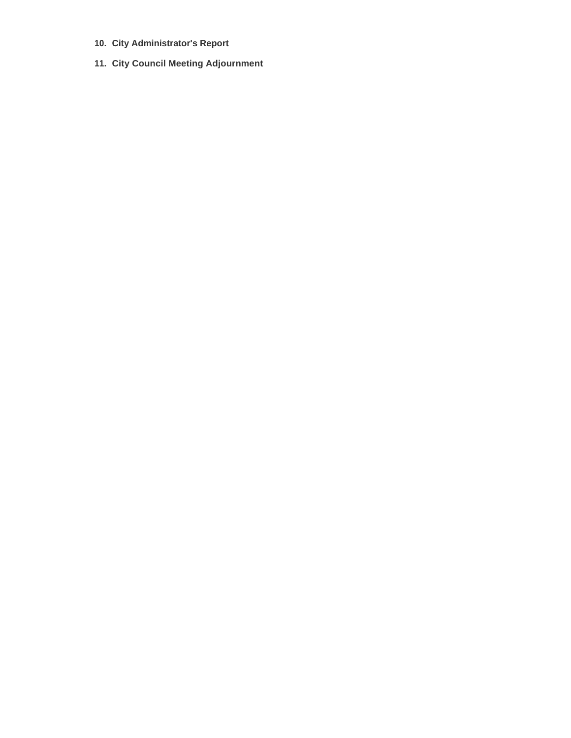10. **City Administrator's Report**

11. **City Council Meeting Adjournment**